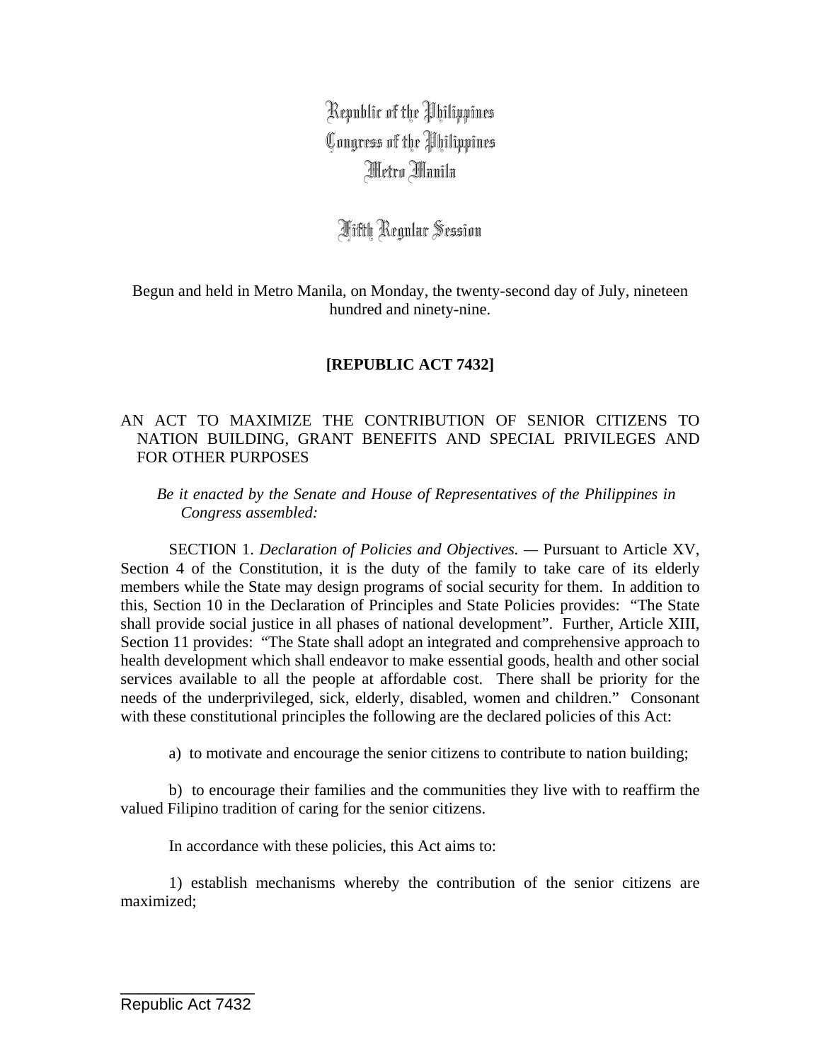Republic of the Philippines
Congress of the Philippines
Metro Manila

Fifth Regular Session

Begun and held in Metro Manila, on Monday, the twenty-second day of July, nineteen hundred and ninety-nine.

**[REPUBLIC ACT 7432]**

AN ACT TO MAXIMIZE THE CONTRIBUTION OF SENIOR CITIZENS TO NATION BUILDING, GRANT BENEFITS AND SPECIAL PRIVILEGES AND FOR OTHER PURPOSES

*Be it enacted by the Senate and House of Representatives of the Philippines in Congress assembled:*

SECTION 1. *Declaration of Policies and Objectives.* — Pursuant to Article XV, Section 4 of the Constitution, it is the duty of the family to take care of its elderly members while the State may design programs of social security for them. In addition to this, Section 10 in the Declaration of Principles and State Policies provides: "The State shall provide social justice in all phases of national development". Further, Article XIII, Section 11 provides: "The State shall adopt an integrated and comprehensive approach to health development which shall endeavor to make essential goods, health and other social services available to all the people at affordable cost. There shall be priority for the needs of the underprivileged, sick, elderly, disabled, women and children." Consonant with these constitutional principles the following are the declared policies of this Act:

a) to motivate and encourage the senior citizens to contribute to nation building;

b) to encourage their families and the communities they live with to reaffirm the valued Filipino tradition of caring for the senior citizens.

In accordance with these policies, this Act aims to:

1) establish mechanisms whereby the contribution of the senior citizens are maximized;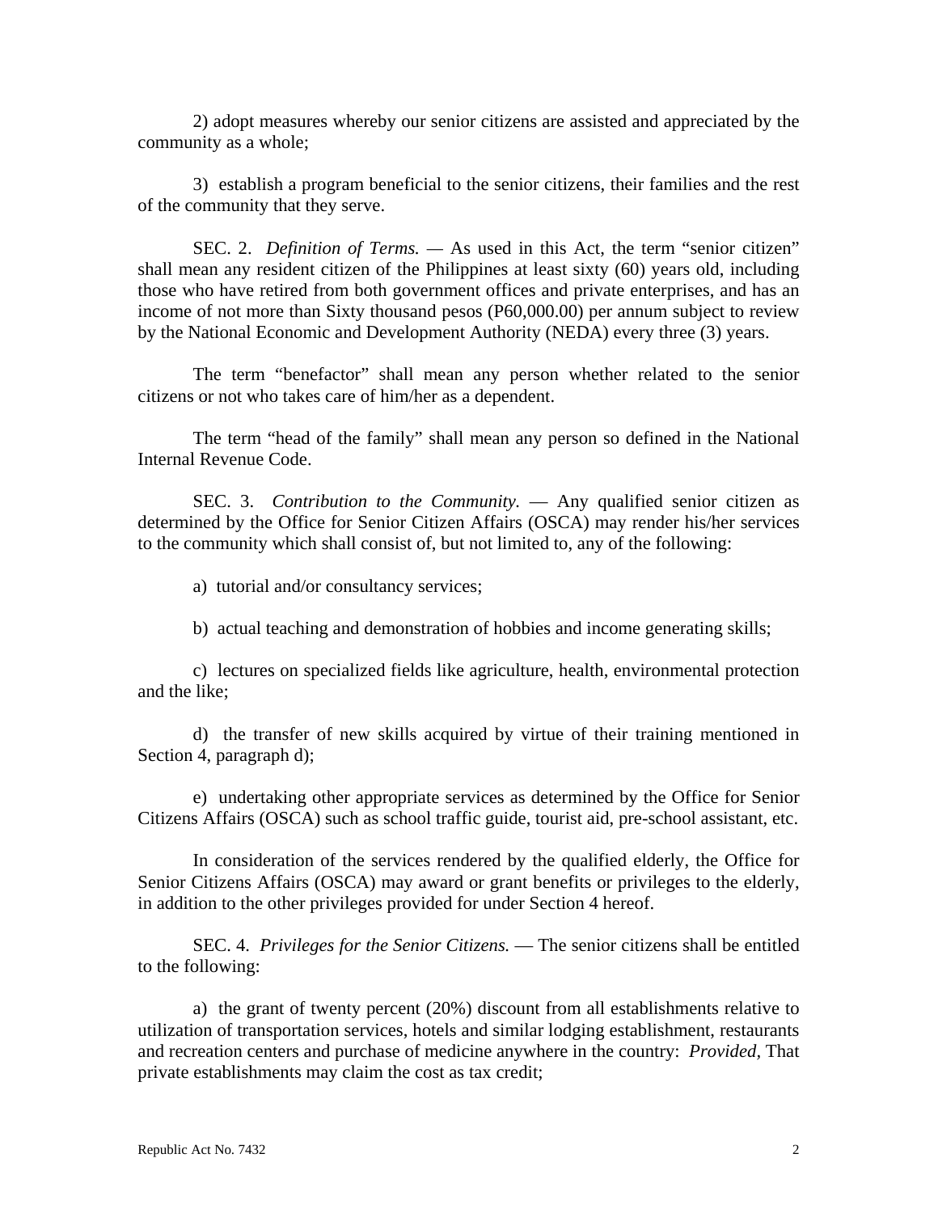2) adopt measures whereby our senior citizens are assisted and appreciated by the community as a whole;

3) establish a program beneficial to the senior citizens, their families and the rest of the community that they serve.

SEC. 2. *Definition of Terms.* — As used in this Act, the term "senior citizen" shall mean any resident citizen of the Philippines at least sixty (60) years old, including those who have retired from both government offices and private enterprises, and has an income of not more than Sixty thousand pesos (P60,000.00) per annum subject to review by the National Economic and Development Authority (NEDA) every three (3) years.

The term "benefactor" shall mean any person whether related to the senior citizens or not who takes care of him/her as a dependent.

The term "head of the family" shall mean any person so defined in the National Internal Revenue Code.

SEC. 3. *Contribution to the Community.* — Any qualified senior citizen as determined by the Office for Senior Citizen Affairs (OSCA) may render his/her services to the community which shall consist of, but not limited to, any of the following:

a) tutorial and/or consultancy services;

b) actual teaching and demonstration of hobbies and income generating skills;

c) lectures on specialized fields like agriculture, health, environmental protection and the like;

d) the transfer of new skills acquired by virtue of their training mentioned in Section 4, paragraph d);

e) undertaking other appropriate services as determined by the Office for Senior Citizens Affairs (OSCA) such as school traffic guide, tourist aid, pre-school assistant, etc.

In consideration of the services rendered by the qualified elderly, the Office for Senior Citizens Affairs (OSCA) may award or grant benefits or privileges to the elderly, in addition to the other privileges provided for under Section 4 hereof.

SEC. 4. *Privileges for the Senior Citizens.* — The senior citizens shall be entitled to the following:

a) the grant of twenty percent (20%) discount from all establishments relative to utilization of transportation services, hotels and similar lodging establishment, restaurants and recreation centers and purchase of medicine anywhere in the country: *Provided,* That private establishments may claim the cost as tax credit;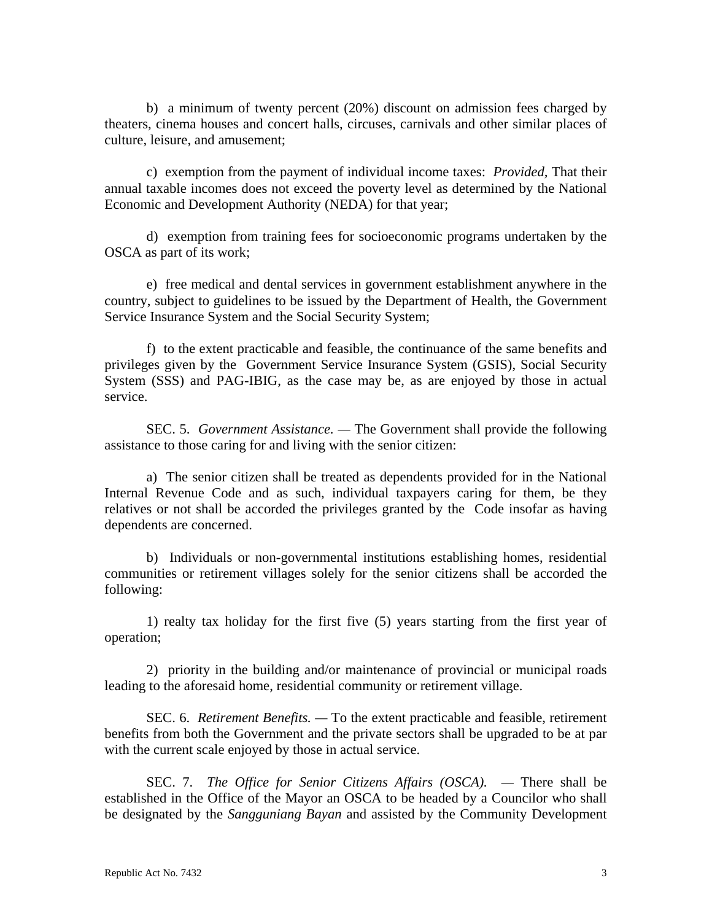b) a minimum of twenty percent (20%) discount on admission fees charged by theaters, cinema houses and concert halls, circuses, carnivals and other similar places of culture, leisure, and amusement;

c) exemption from the payment of individual income taxes: *Provided,* That their annual taxable incomes does not exceed the poverty level as determined by the National Economic and Development Authority (NEDA) for that year;

d) exemption from training fees for socioeconomic programs undertaken by the OSCA as part of its work;

e) free medical and dental services in government establishment anywhere in the country, subject to guidelines to be issued by the Department of Health, the Government Service Insurance System and the Social Security System;

f) to the extent practicable and feasible, the continuance of the same benefits and privileges given by the Government Service Insurance System (GSIS), Social Security System (SSS) and PAG-IBIG, as the case may be, as are enjoyed by those in actual service.

SEC. 5. *Government Assistance.* — The Government shall provide the following assistance to those caring for and living with the senior citizen:

a) The senior citizen shall be treated as dependents provided for in the National Internal Revenue Code and as such, individual taxpayers caring for them, be they relatives or not shall be accorded the privileges granted by the Code insofar as having dependents are concerned.

b) Individuals or non-governmental institutions establishing homes, residential communities or retirement villages solely for the senior citizens shall be accorded the following:

1) realty tax holiday for the first five (5) years starting from the first year of operation;

2) priority in the building and/or maintenance of provincial or municipal roads leading to the aforesaid home, residential community or retirement village.

SEC. 6. *Retirement Benefits.* — To the extent practicable and feasible, retirement benefits from both the Government and the private sectors shall be upgraded to be at par with the current scale enjoyed by those in actual service.

SEC. 7. *The Office for Senior Citizens Affairs (OSCA).* — There shall be established in the Office of the Mayor an OSCA to be headed by a Councilor who shall be designated by the *Sangguniang Bayan* and assisted by the Community Development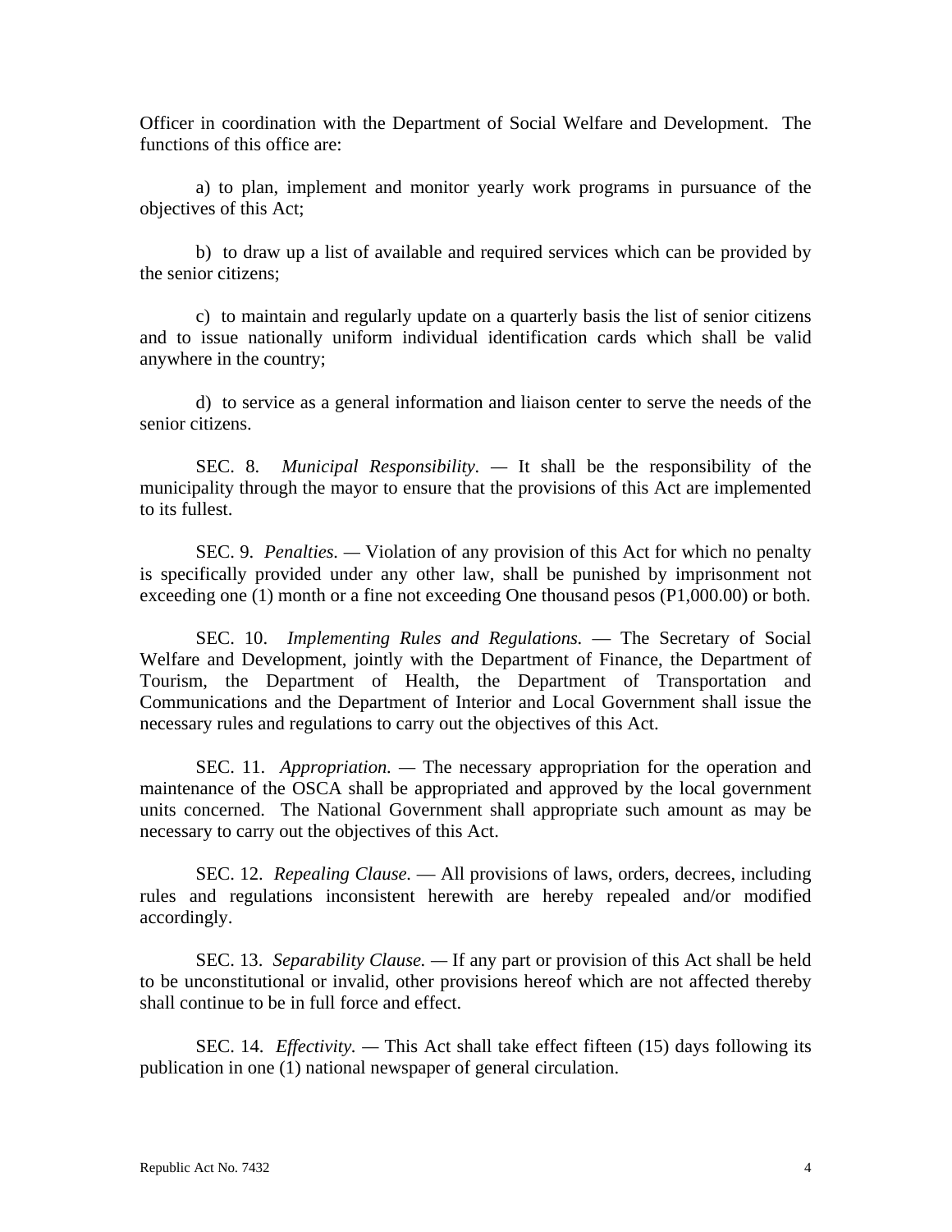Officer in coordination with the Department of Social Welfare and Development. The functions of this office are:

a) to plan, implement and monitor yearly work programs in pursuance of the objectives of this Act;

b) to draw up a list of available and required services which can be provided by the senior citizens;

c) to maintain and regularly update on a quarterly basis the list of senior citizens and to issue nationally uniform individual identification cards which shall be valid anywhere in the country;

d) to service as a general information and liaison center to serve the needs of the senior citizens.

SEC. 8. *Municipal Responsibility.* — It shall be the responsibility of the municipality through the mayor to ensure that the provisions of this Act are implemented to its fullest.

SEC. 9. *Penalties.* — Violation of any provision of this Act for which no penalty is specifically provided under any other law, shall be punished by imprisonment not exceeding one (1) month or a fine not exceeding One thousand pesos (P1,000.00) or both.

SEC. 10. *Implementing Rules and Regulations.* — The Secretary of Social Welfare and Development, jointly with the Department of Finance, the Department of Tourism, the Department of Health, the Department of Transportation and Communications and the Department of Interior and Local Government shall issue the necessary rules and regulations to carry out the objectives of this Act.

SEC. 11. *Appropriation.* — The necessary appropriation for the operation and maintenance of the OSCA shall be appropriated and approved by the local government units concerned. The National Government shall appropriate such amount as may be necessary to carry out the objectives of this Act.

SEC. 12. *Repealing Clause.* — All provisions of laws, orders, decrees, including rules and regulations inconsistent herewith are hereby repealed and/or modified accordingly.

SEC. 13. *Separability Clause.* — If any part or provision of this Act shall be held to be unconstitutional or invalid, other provisions hereof which are not affected thereby shall continue to be in full force and effect.

SEC. 14. *Effectivity.* — This Act shall take effect fifteen (15) days following its publication in one (1) national newspaper of general circulation.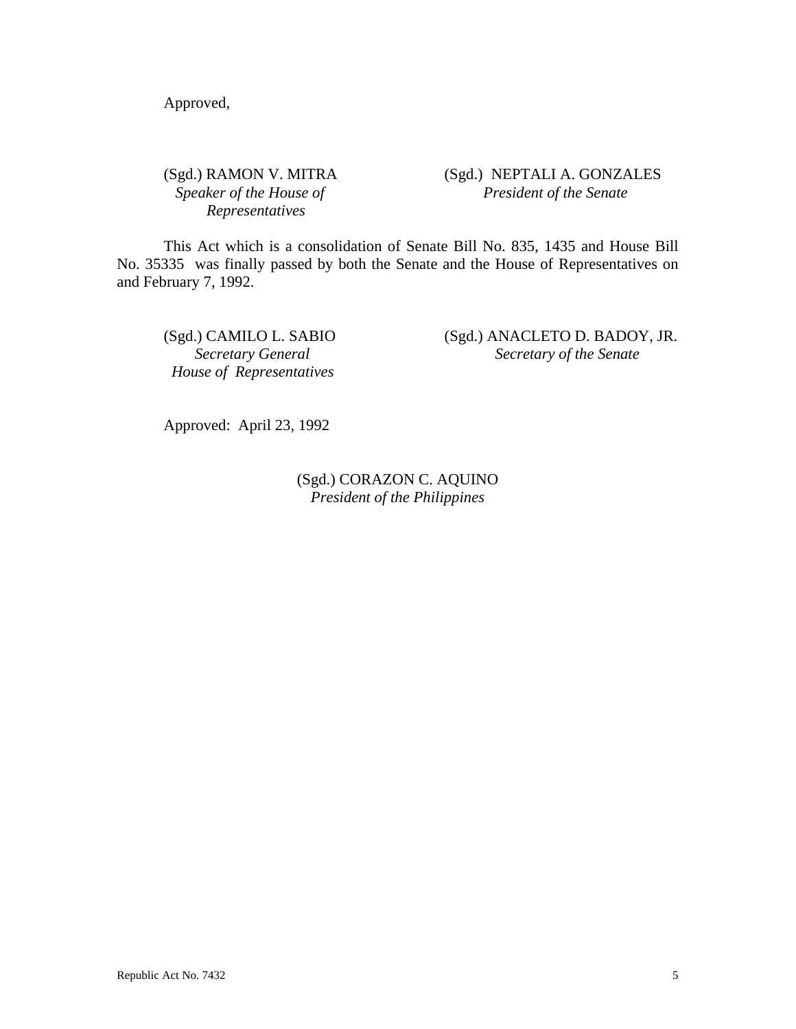Approved,

(Sgd.) RAMON V. MITRA
*Speaker of the House of Representatives*

(Sgd.) NEPTALI A. GONZALES
*President of the Senate*

This Act which is a consolidation of Senate Bill No. 835, 1435 and House Bill No. 35335 was finally passed by both the Senate and the House of Representatives on and February 7, 1992.

(Sgd.) CAMILO L. SABIO
*Secretary General*
*House of Representatives*

(Sgd.) ANACLETO D. BADOY, JR.
*Secretary of the Senate*

Approved: April 23, 1992

(Sgd.) CORAZON C. AQUINO
*President of the Philippines*